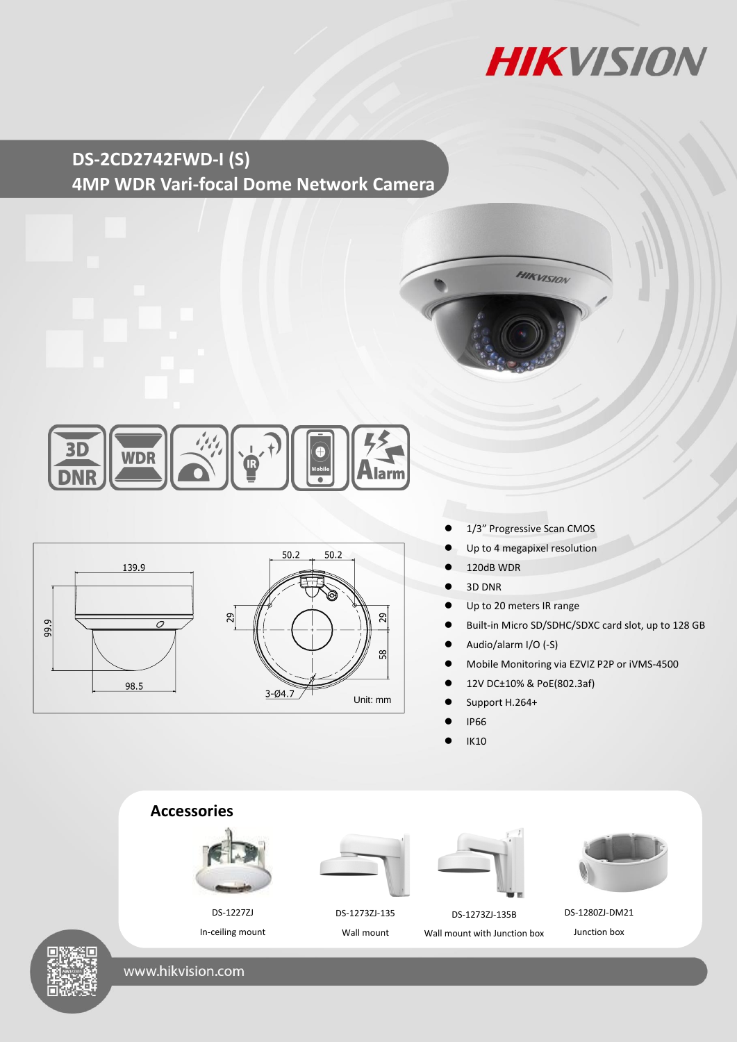# DS-2CD2742FWD-I (S)
## 4MP WDR Vari-focal Dome Network Camera

- 1/3" Progressive Scan CMOS
- Up to 4 megapixel resolution
- 120dB WDR
- 3D DNR
- Up to 20 meters IR range
- Built-in Micro SD/SDHC/SDXC card slot, up to 128 GB
- Audio/alarm I/O (-S)
- Mobile Monitoring via EZVIZ P2P or iVMS-4500
- 12V DC±10% & PoE(802.3af)
- Support H.264+
- IP66
- IK10

## Accessories

| DS-1227ZJ | DS-1273ZJ-135 | DS-1273ZJ-135B | DS-1280ZJ-DM21 |
|---|---|---|---|
| In-ceiling mount | Wall mount | Wall mount with Junction box | Junction box |

www.hikvision.com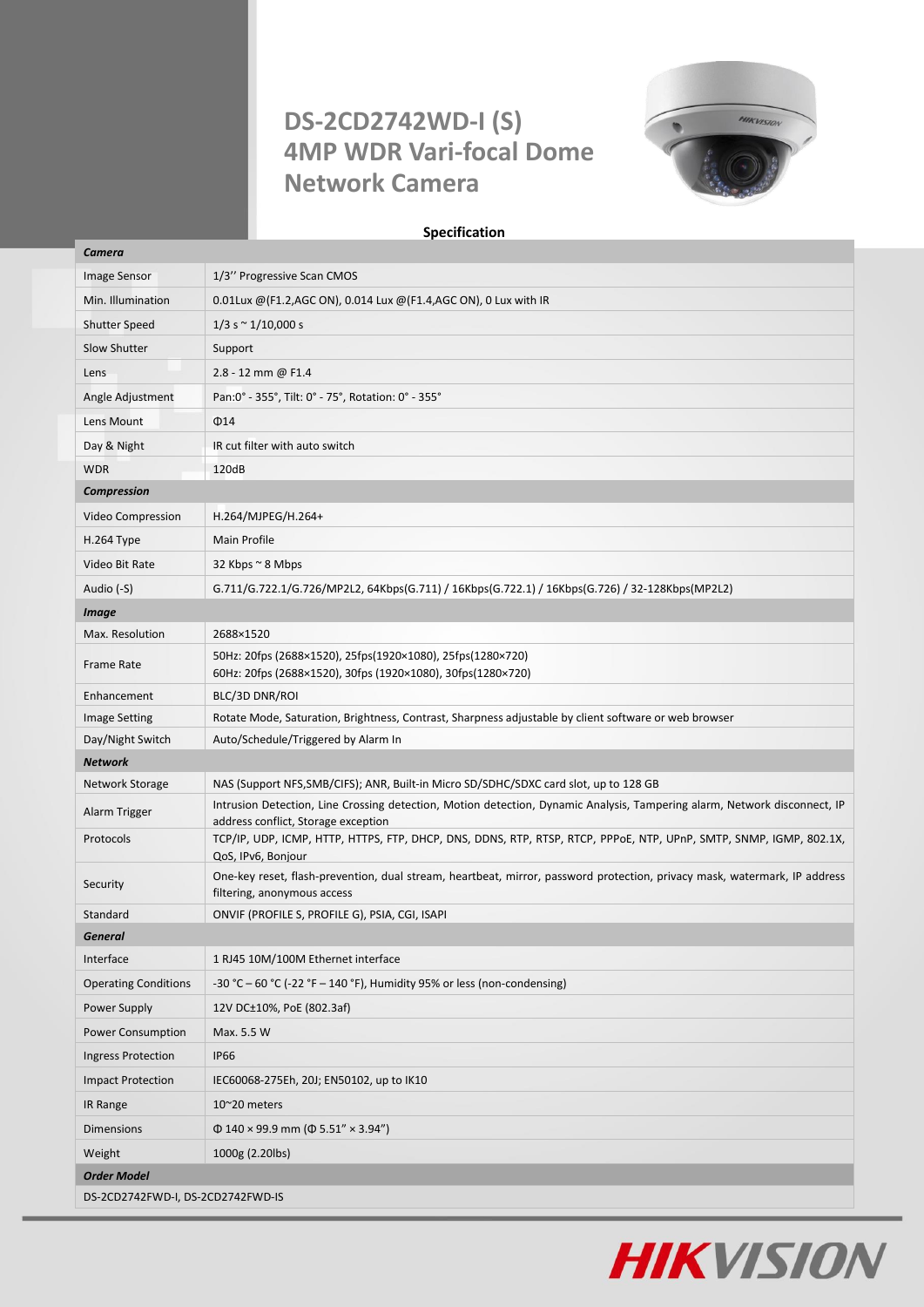# DS-2CD2742WD-I (S) 4MP WDR Vari-focal Dome Network Camera

**Specification**

| | |
|---|---|
| ***Camera*** | |
| Image Sensor | 1/3'' Progressive Scan CMOS |
| Min. Illumination | 0.01Lux @(F1.2,AGC ON), 0.014 Lux @(F1.4,AGC ON), 0 Lux with IR |
| Shutter Speed | 1/3 s ~ 1/10,000 s |
| Slow Shutter | Support |
| Lens | 2.8 - 12 mm @ F1.4 |
| Angle Adjustment | Pan:0° - 355°, Tilt: 0° - 75°, Rotation: 0° - 355° |
| Lens Mount | Φ14 |
| Day & Night | IR cut filter with auto switch |
| WDR | 120dB |
| ***Compression*** | |
| Video Compression | H.264/MJPEG/H.264+ |
| H.264 Type | Main Profile |
| Video Bit Rate | 32 Kbps ~ 8 Mbps |
| Audio (-S) | G.711/G.722.1/G.726/MP2L2, 64Kbps(G.711) / 16Kbps(G.722.1) / 16Kbps(G.726) / 32-128Kbps(MP2L2) |
| ***Image*** | |
| Max. Resolution | 2688×1520 |
| Frame Rate | 50Hz: 20fps (2688×1520), 25fps(1920×1080), 25fps(1280×720)<br>60Hz: 20fps (2688×1520), 30fps (1920×1080), 30fps(1280×720) |
| Enhancement | BLC/3D DNR/ROI |
| Image Setting | Rotate Mode, Saturation, Brightness, Contrast, Sharpness adjustable by client software or web browser |
| Day/Night Switch | Auto/Schedule/Triggered by Alarm In |
| ***Network*** | |
| Network Storage | NAS (Support NFS,SMB/CIFS); ANR, Built-in Micro SD/SDHC/SDXC card slot, up to 128 GB |
| Alarm Trigger | Intrusion Detection, Line Crossing detection, Motion detection, Dynamic Analysis, Tampering alarm, Network disconnect, IP address conflict, Storage exception |
| Protocols | TCP/IP, UDP, ICMP, HTTP, HTTPS, FTP, DHCP, DNS, DDNS, RTP, RTSP, RTCP, PPPoE, NTP, UPnP, SMTP, SNMP, IGMP, 802.1X, QoS, IPv6, Bonjour |
| Security | One-key reset, flash-prevention, dual stream, heartbeat, mirror, password protection, privacy mask, watermark, IP address filtering, anonymous access |
| Standard | ONVIF (PROFILE S, PROFILE G), PSIA, CGI, ISAPI |
| ***General*** | |
| Interface | 1 RJ45 10M/100M Ethernet interface |
| Operating Conditions | -30 °C – 60 °C (-22 °F – 140 °F), Humidity 95% or less (non-condensing) |
| Power Supply | 12V DC±10%, PoE (802.3af) |
| Power Consumption | Max. 5.5 W |
| Ingress Protection | IP66 |
| Impact Protection | IEC60068-275Eh, 20J; EN50102, up to IK10 |
| IR Range | 10~20 meters |
| Dimensions | Φ 140 × 99.9 mm (Φ 5.51" × 3.94") |
| Weight | 1000g (2.20lbs) |
| ***Order Model*** | |
| DS-2CD2742FWD-I, DS-2CD2742FWD-IS | |

HIKVISION